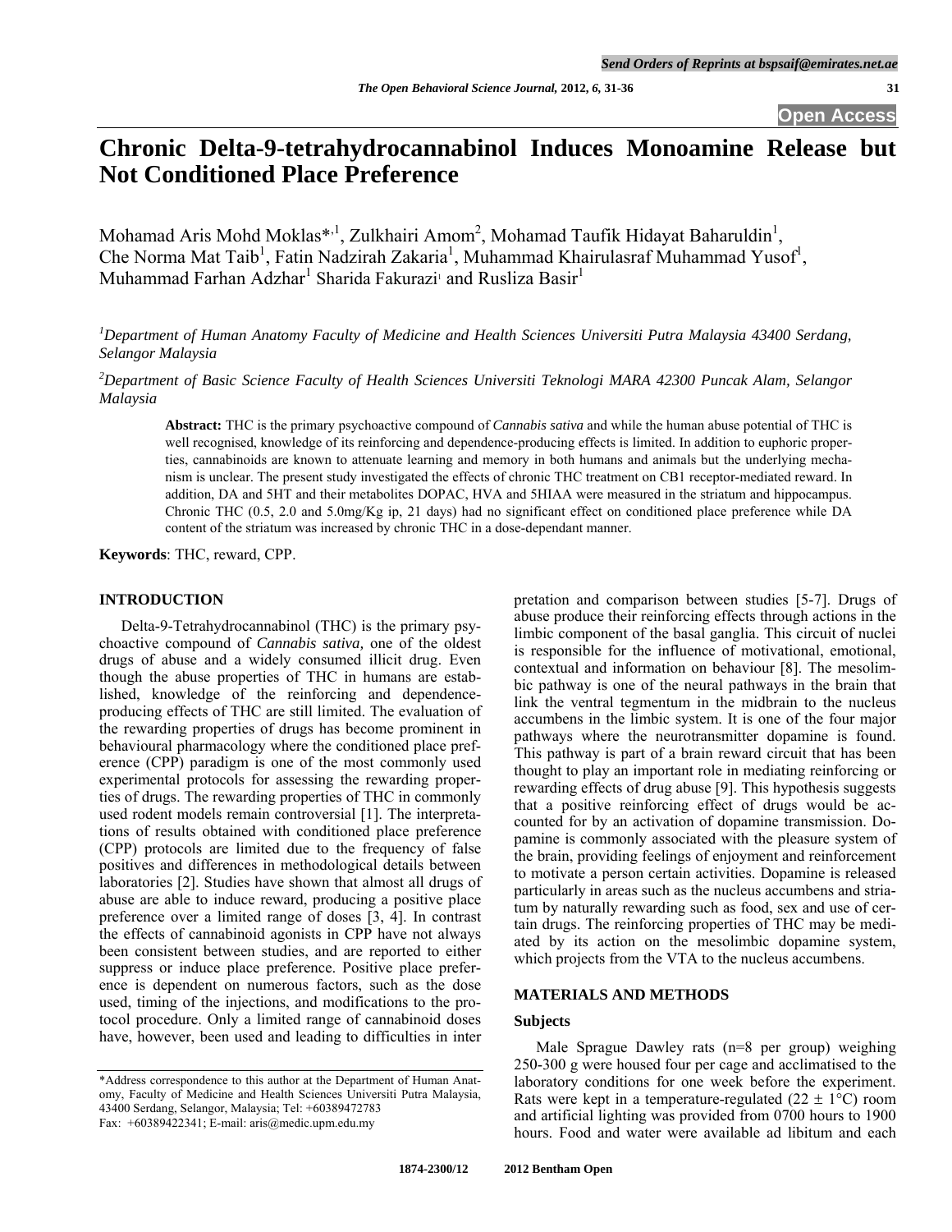# Chronic Delta-9-tetrahydrocannabinol Induces Monoamine Release but Not Conditioned Place Preference

Mohamad Aris Mohd Moklas*[,1], Zulkhairi Amom[2], Mohamad Taufik Hidayat Baharuldin[1], Che Norma Mat Taib[1], Fatin Nadzirah Zakaria[1], Muhammad Khairulasraf Muhammad Yusof[1], Muhammad Farhan Adzhar[1] Sharida Fakurazi[1] and Rusliza Basir[1]

*[1]Department of Human Anatomy Faculty of Medicine and Health Sciences Universiti Putra Malaysia 43400 Serdang, Selangor Malaysia*

*[2]Department of Basic Science Faculty of Health Sciences Universiti Teknologi MARA 42300 Puncak Alam, Selangor Malaysia*

**Abstract:** THC is the primary psychoactive compound of *Cannabis sativa* and while the human abuse potential of THC is well recognised, knowledge of its reinforcing and dependence-producing effects is limited. In addition to euphoric properties, cannabinoids are known to attenuate learning and memory in both humans and animals but the underlying mechanism is unclear. The present study investigated the effects of chronic THC treatment on CB1 receptor-mediated reward. In addition, DA and 5HT and their metabolites DOPAC, HVA and 5HIAA were measured in the striatum and hippocampus. Chronic THC (0.5, 2.0 and 5.0mg/Kg ip, 21 days) had no significant effect on conditioned place preference while DA content of the striatum was increased by chronic THC in a dose-dependant manner.

**Keywords**: THC, reward, CPP.

## INTRODUCTION

Delta-9-Tetrahydrocannabinol (THC) is the primary psychoactive compound of *Cannabis sativa,* one of the oldest drugs of abuse and a widely consumed illicit drug. Even though the abuse properties of THC in humans are established, knowledge of the reinforcing and dependence-producing effects of THC are still limited. The evaluation of the rewarding properties of drugs has become prominent in behavioural pharmacology where the conditioned place preference (CPP) paradigm is one of the most commonly used experimental protocols for assessing the rewarding properties of drugs. The rewarding properties of THC in commonly used rodent models remain controversial [1]. The interpretations of results obtained with conditioned place preference (CPP) protocols are limited due to the frequency of false positives and differences in methodological details between laboratories [2]. Studies have shown that almost all drugs of abuse are able to induce reward, producing a positive place preference over a limited range of doses [3, 4]. In contrast the effects of cannabinoid agonists in CPP have not always been consistent between studies, and are reported to either suppress or induce place preference. Positive place preference is dependent on numerous factors, such as the dose used, timing of the injections, and modifications to the protocol procedure. Only a limited range of cannabinoid doses have, however, been used and leading to difficulties in interpretation and comparison between studies [5-7]. Drugs of abuse produce their reinforcing effects through actions in the limbic component of the basal ganglia. This circuit of nuclei is responsible for the influence of motivational, emotional, contextual and information on behaviour [8]. The mesolimbic pathway is one of the neural pathways in the brain that link the ventral tegmentum in the midbrain to the nucleus accumbens in the limbic system. It is one of the four major pathways where the neurotransmitter dopamine is found. This pathway is part of a brain reward circuit that has been thought to play an important role in mediating reinforcing or rewarding effects of drug abuse [9]. This hypothesis suggests that a positive reinforcing effect of drugs would be accounted for by an activation of dopamine transmission. Dopamine is commonly associated with the pleasure system of the brain, providing feelings of enjoyment and reinforcement to motivate a person certain activities. Dopamine is released particularly in areas such as the nucleus accumbens and striatum by naturally rewarding such as food, sex and use of certain drugs. The reinforcing properties of THC may be mediated by its action on the mesolimbic dopamine system, which projects from the VTA to the nucleus accumbens.

## MATERIALS AND METHODS

### Subjects

Male Sprague Dawley rats (n=8 per group) weighing 250-300 g were housed four per cage and acclimatised to the laboratory conditions for one week before the experiment. Rats were kept in a temperature-regulated (22 ± 1°C) room and artificial lighting was provided from 0700 hours to 1900 hours. Food and water were available ad libitum and each

*Address correspondence to this author at the Department of Human Anatomy, Faculty of Medicine and Health Sciences Universiti Putra Malaysia, 43400 Serdang, Selangor, Malaysia; Tel: +60389472783
Fax: +60389422341; E-mail: aris@medic.upm.edu.my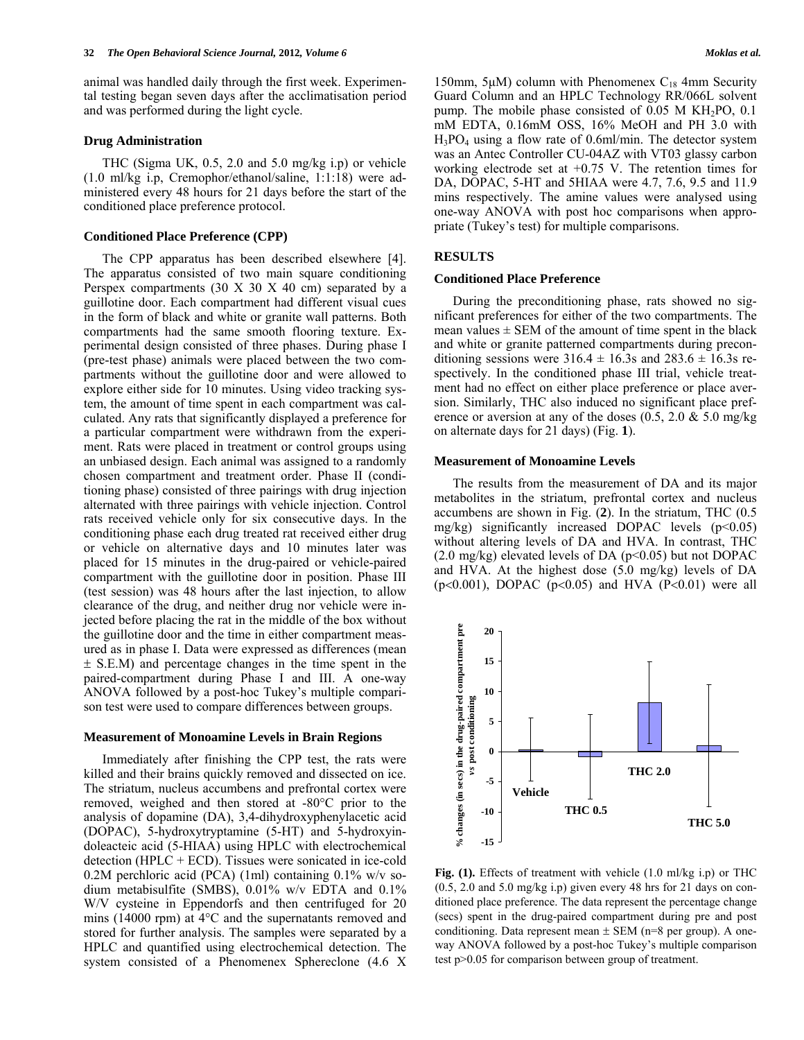animal was handled daily through the first week. Experimental testing began seven days after the acclimatisation period and was performed during the light cycle.

### Drug Administration

THC (Sigma UK, 0.5, 2.0 and 5.0 mg/kg i.p) or vehicle (1.0 ml/kg i.p, Cremophor/ethanol/saline, 1:1:18) were administered every 48 hours for 21 days before the start of the conditioned place preference protocol.

### Conditioned Place Preference (CPP)

The CPP apparatus has been described elsewhere [4]. The apparatus consisted of two main square conditioning Perspex compartments (30 X 30 X 40 cm) separated by a guillotine door. Each compartment had different visual cues in the form of black and white or granite wall patterns. Both compartments had the same smooth flooring texture. Experimental design consisted of three phases. During phase I (pre-test phase) animals were placed between the two compartments without the guillotine door and were allowed to explore either side for 10 minutes. Using video tracking system, the amount of time spent in each compartment was calculated. Any rats that significantly displayed a preference for a particular compartment were withdrawn from the experiment. Rats were placed in treatment or control groups using an unbiased design. Each animal was assigned to a randomly chosen compartment and treatment order. Phase II (conditioning phase) consisted of three pairings with drug injection alternated with three pairings with vehicle injection. Control rats received vehicle only for six consecutive days. In the conditioning phase each drug treated rat received either drug or vehicle on alternative days and 10 minutes later was placed for 15 minutes in the drug-paired or vehicle-paired compartment with the guillotine door in position. Phase III (test session) was 48 hours after the last injection, to allow clearance of the drug, and neither drug nor vehicle were injected before placing the rat in the middle of the box without the guillotine door and the time in either compartment measured as in phase I. Data were expressed as differences (mean ± S.E.M) and percentage changes in the time spent in the paired-compartment during Phase I and III. A one-way ANOVA followed by a post-hoc Tukey's multiple comparison test were used to compare differences between groups.

### Measurement of Monoamine Levels in Brain Regions

Immediately after finishing the CPP test, the rats were killed and their brains quickly removed and dissected on ice. The striatum, nucleus accumbens and prefrontal cortex were removed, weighed and then stored at -80°C prior to the analysis of dopamine (DA), 3,4-dihydroxyphenylacetic acid (DOPAC), 5-hydroxytryptamine (5-HT) and 5-hydroxyindoleacteic acid (5-HIAA) using HPLC with electrochemical detection (HPLC + ECD). Tissues were sonicated in ice-cold 0.2M perchloric acid (PCA) (1ml) containing 0.1% w/v sodium metabisulfite (SMBS), 0.01% w/v EDTA and 0.1% W/V cysteine in Eppendorfs and then centrifuged for 20 mins (14000 rpm) at 4°C and the supernatants removed and stored for further analysis. The samples were separated by a HPLC and quantified using electrochemical detection. The system consisted of a Phenomenex Sphereclone (4.6 X 150mm, 5μM) column with Phenomenex $C_{18}$ 4mm Security Guard Column and an HPLC Technology RR/066L solvent pump. The mobile phase consisted of 0.05 M $KH_2PO$, 0.1 mM EDTA, 0.16mM OSS, 16% MeOH and PH 3.0 with $H_3PO_4$ using a flow rate of 0.6ml/min. The detector system was an Antec Controller CU-04AZ with VT03 glassy carbon working electrode set at +0.75 V. The retention times for DA, DOPAC, 5-HT and 5HIAA were 4.7, 7.6, 9.5 and 11.9 mins respectively. The amine values were analysed using one-way ANOVA with post hoc comparisons when appropriate (Tukey's test) for multiple comparisons.

## RESULTS

### Conditioned Place Preference

During the preconditioning phase, rats showed no significant preferences for either of the two compartments. The mean values ± SEM of the amount of time spent in the black and white or granite patterned compartments during preconditioning sessions were 316.4 ± 16.3s and 283.6 ± 16.3s respectively. In the conditioned phase III trial, vehicle treatment had no effect on either place preference or place aversion. Similarly, THC also induced no significant place preference or aversion at any of the doses (0.5, 2.0 & 5.0 mg/kg on alternate days for 21 days) (Fig. **1**).

### Measurement of Monoamine Levels

The results from the measurement of DA and its major metabolites in the striatum, prefrontal cortex and nucleus accumbens are shown in Fig. (**2**). In the striatum, THC (0.5 mg/kg) significantly increased DOPAC levels ($p<0.05$) without altering levels of DA and HVA. In contrast, THC (2.0 mg/kg) elevated levels of DA ($p<0.05$) but not DOPAC and HVA. At the highest dose (5.0 mg/kg) levels of DA ($p<0.001$), DOPAC ($p<0.05$) and HVA ($P<0.01$) were all

**Fig. (1).** Effects of treatment with vehicle (1.0 ml/kg i.p) or THC (0.5, 2.0 and 5.0 mg/kg i.p) given every 48 hrs for 21 days on conditioned place preference. The data represent the percentage change (secs) spent in the drug-paired compartment during pre and post conditioning. Data represent mean ± SEM (n=8 per group). A one-way ANOVA followed by a post-hoc Tukey's multiple comparison test $p>0.05$ for comparison between group of treatment.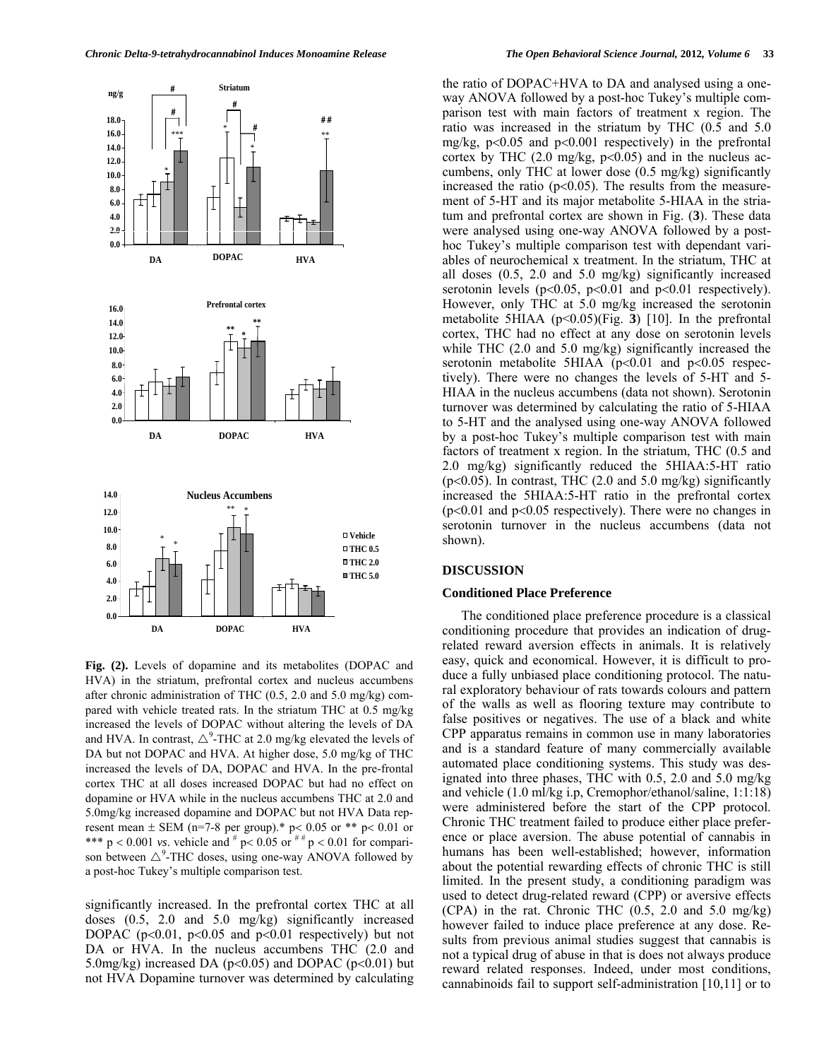**Fig. (2).** Levels of dopamine and its metabolites (DOPAC and HVA) in the striatum, prefrontal cortex and nucleus accumbens after chronic administration of THC (0.5, 2.0 and 5.0 mg/kg) compared with vehicle treated rats. In the striatum THC at 0.5 mg/kg increased the levels of DOPAC without altering the levels of DA and HVA. In contrast, $\triangle^9$-THC at 2.0 mg/kg elevated the levels of DA but not DOPAC and HVA. At higher dose, 5.0 mg/kg of THC increased the levels of DA, DOPAC and HVA. In the pre-frontal cortex THC at all doses increased DOPAC but had no effect on dopamine or HVA while in the nucleus accumbens THC at 2.0 and 5.0mg/kg increased dopamine and DOPAC but not HVA Data represent mean ± SEM (n=7-8 per group).* $p< 0.05$ or ** $p< 0.01$ or *** $p < 0.001$ *vs*. vehicle and # $p< 0.05$ or ## $p < 0.01$ for comparison between $\triangle^9$-THC doses, using one-way ANOVA followed by a post-hoc Tukey's multiple comparison test.

significantly increased. In the prefrontal cortex THC at all doses (0.5, 2.0 and 5.0 mg/kg) significantly increased DOPAC ($p<0.01$, $p<0.05$ and $p<0.01$ respectively) but not DA or HVA. In the nucleus accumbens THC (2.0 and 5.0mg/kg) increased DA ($p<0.05$) and DOPAC ($p<0.01$) but not HVA Dopamine turnover was determined by calculating the ratio of DOPAC+HVA to DA and analysed using a one-way ANOVA followed by a post-hoc Tukey's multiple comparison test with main factors of treatment x region. The ratio was increased in the striatum by THC (0.5 and 5.0 mg/kg, $p<0.05$ and $p<0.001$ respectively) in the prefrontal cortex by THC (2.0 mg/kg, $p<0.05$) and in the nucleus accumbens, only THC at lower dose (0.5 mg/kg) significantly increased the ratio ($p<0.05$). The results from the measurement of 5-HT and its major metabolite 5-HIAA in the striatum and prefrontal cortex are shown in Fig. (**3**). These data were analysed using one-way ANOVA followed by a post-hoc Tukey's multiple comparison test with dependant variables of neurochemical x treatment. In the striatum, THC at all doses (0.5, 2.0 and 5.0 mg/kg) significantly increased serotonin levels ($p<0.05$, $p<0.01$ and $p<0.01$ respectively). However, only THC at 5.0 mg/kg increased the serotonin metabolite 5HIAA ($p<0.05$)(Fig. **3**) [10]. In the prefrontal cortex, THC had no effect at any dose on serotonin levels while THC (2.0 and 5.0 mg/kg) significantly increased the serotonin metabolite 5HIAA ($p<0.01$ and $p<0.05$ respectively). There were no changes the levels of 5-HT and 5-HIAA in the nucleus accumbens (data not shown). Serotonin turnover was determined by calculating the ratio of 5-HIAA to 5-HT and the analysed using one-way ANOVA followed by a post-hoc Tukey's multiple comparison test with main factors of treatment x region. In the striatum, THC (0.5 and 2.0 mg/kg) significantly reduced the 5HIAA:5-HT ratio ($p<0.05$). In contrast, THC (2.0 and 5.0 mg/kg) significantly increased the 5HIAA:5-HT ratio in the prefrontal cortex ($p<0.01$ and $p<0.05$ respectively). There were no changes in serotonin turnover in the nucleus accumbens (data not shown).

## DISCUSSION

### Conditioned Place Preference

The conditioned place preference procedure is a classical conditioning procedure that provides an indication of drug-related reward aversion effects in animals. It is relatively easy, quick and economical. However, it is difficult to produce a fully unbiased place conditioning protocol. The natural exploratory behaviour of rats towards colours and pattern of the walls as well as flooring texture may contribute to false positives or negatives. The use of a black and white CPP apparatus remains in common use in many laboratories and is a standard feature of many commercially available automated place conditioning systems. This study was designated into three phases, THC with 0.5, 2.0 and 5.0 mg/kg and vehicle (1.0 ml/kg i.p, Cremophor/ethanol/saline, 1:1:18) were administered before the start of the CPP protocol. Chronic THC treatment failed to produce either place preference or place aversion. The abuse potential of cannabis in humans has been well-established; however, information about the potential rewarding effects of chronic THC is still limited. In the present study, a conditioning paradigm was used to detect drug-related reward (CPP) or aversive effects (CPA) in the rat. Chronic THC (0.5, 2.0 and 5.0 mg/kg) however failed to induce place preference at any dose. Results from previous animal studies suggest that cannabis is not a typical drug of abuse in that is does not always produce reward related responses. Indeed, under most conditions, cannabinoids fail to support self-administration [10,11] or to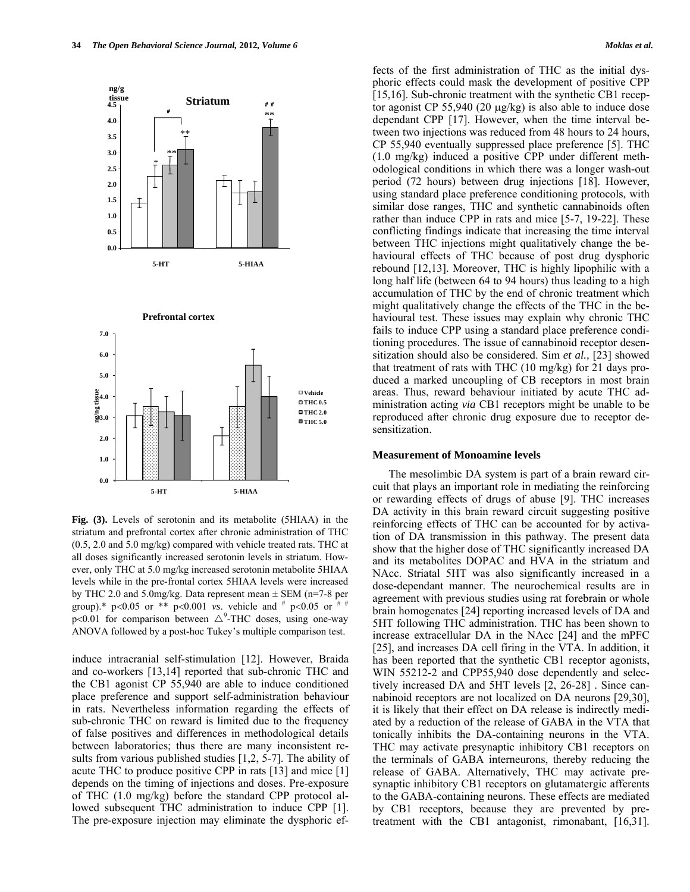**Fig. (3).** Levels of serotonin and its metabolite (5HIAA) in the striatum and prefrontal cortex after chronic administration of THC (0.5, 2.0 and 5.0 mg/kg) compared with vehicle treated rats. THC at all doses significantly increased serotonin levels in striatum. However, only THC at 5.0 mg/kg increased serotonin metabolite 5HIAA levels while in the pre-frontal cortex 5HIAA levels were increased by THC 2.0 and 5.0mg/kg. Data represent mean ± SEM (n=7-8 per group).* p<0.05 or ** p<0.001 *vs*. vehicle and # p<0.05 or # # p<0.01 for comparison between $\triangle^9$-THC doses, using one-way ANOVA followed by a post-hoc Tukey's multiple comparison test.

induce intracranial self-stimulation [12]. However, Braida and co-workers [13,14] reported that sub-chronic THC and the CB1 agonist CP 55,940 are able to induce conditioned place preference and support self-administration behaviour in rats. Nevertheless information regarding the effects of sub-chronic THC on reward is limited due to the frequency of false positives and differences in methodological details between laboratories; thus there are many inconsistent results from various published studies [1,2, 5-7]. The ability of acute THC to produce positive CPP in rats [13] and mice [1] depends on the timing of injections and doses. Pre-exposure of THC (1.0 mg/kg) before the standard CPP protocol allowed subsequent THC administration to induce CPP [1]. The pre-exposure injection may eliminate the dysphoric effects of the first administration of THC as the initial dysphoric effects could mask the development of positive CPP [15,16]. Sub-chronic treatment with the synthetic CB1 receptor agonist CP 55,940 (20 μg/kg) is also able to induce dose dependant CPP [17]. However, when the time interval between two injections was reduced from 48 hours to 24 hours, CP 55,940 eventually suppressed place preference [5]. THC (1.0 mg/kg) induced a positive CPP under different methodological conditions in which there was a longer wash-out period (72 hours) between drug injections [18]. However, using standard place preference conditioning protocols, with similar dose ranges, THC and synthetic cannabinoids often rather than induce CPP in rats and mice [5-7, 19-22]. These conflicting findings indicate that increasing the time interval between THC injections might qualitatively change the behavioural effects of THC because of post drug dysphoric rebound [12,13]. Moreover, THC is highly lipophilic with a long half life (between 64 to 94 hours) thus leading to a high accumulation of THC by the end of chronic treatment which might qualitatively change the effects of the THC in the behavioural test. These issues may explain why chronic THC fails to induce CPP using a standard place preference conditioning procedures. The issue of cannabinoid receptor desensitization should also be considered. Sim *et al.,* [23] showed that treatment of rats with THC (10 mg/kg) for 21 days produced a marked uncoupling of CB receptors in most brain areas. Thus, reward behaviour initiated by acute THC administration acting *via* CB1 receptors might be unable to be reproduced after chronic drug exposure due to receptor desensitization.

### Measurement of Monoamine levels

The mesolimbic DA system is part of a brain reward circuit that plays an important role in mediating the reinforcing or rewarding effects of drugs of abuse [9]. THC increases DA activity in this brain reward circuit suggesting positive reinforcing effects of THC can be accounted for by activation of DA transmission in this pathway. The present data show that the higher dose of THC significantly increased DA and its metabolites DOPAC and HVA in the striatum and NAcc. Striatal 5HT was also significantly increased in a dose-dependant manner. The neurochemical results are in agreement with previous studies using rat forebrain or whole brain homogenates [24] reporting increased levels of DA and 5HT following THC administration. THC has been shown to increase extracellular DA in the NAcc [24] and the mPFC [25], and increases DA cell firing in the VTA. In addition, it has been reported that the synthetic CB1 receptor agonists, WIN 55212-2 and CPP55,940 dose dependently and selectively increased DA and 5HT levels [2, 26-28] . Since cannabinoid receptors are not localized on DA neurons [29,30], it is likely that their effect on DA release is indirectly mediated by a reduction of the release of GABA in the VTA that tonically inhibits the DA-containing neurons in the VTA. THC may activate presynaptic inhibitory CB1 receptors on the terminals of GABA interneurons, thereby reducing the release of GABA. Alternatively, THC may activate presynaptic inhibitory CB1 receptors on glutamatergic afferents to the GABA-containing neurons. These effects are mediated by CB1 receptors, because they are prevented by pretreatment with the CB1 antagonist, rimonabant, [16,31].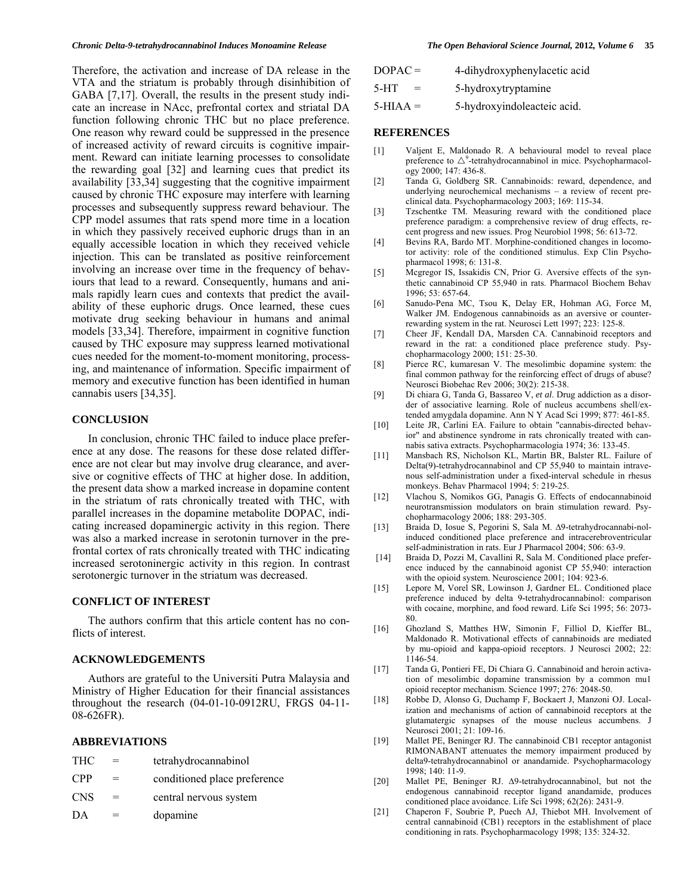Therefore, the activation and increase of DA release in the VTA and the striatum is probably through disinhibition of GABA [7,17]. Overall, the results in the present study indicate an increase in NAcc, prefrontal cortex and striatal DA function following chronic THC but no place preference. One reason why reward could be suppressed in the presence of increased activity of reward circuits is cognitive impairment. Reward can initiate learning processes to consolidate the rewarding goal [32] and learning cues that predict its availability [33,34] suggesting that the cognitive impairment caused by chronic THC exposure may interfere with learning processes and subsequently suppress reward behaviour. The CPP model assumes that rats spend more time in a location in which they passively received euphoric drugs than in an equally accessible location in which they received vehicle injection. This can be translated as positive reinforcement involving an increase over time in the frequency of behaviours that lead to a reward. Consequently, humans and animals rapidly learn cues and contexts that predict the availability of these euphoric drugs. Once learned, these cues motivate drug seeking behaviour in humans and animal models [33,34]. Therefore, impairment in cognitive function caused by THC exposure may suppress learned motivational cues needed for the moment-to-moment monitoring, processing, and maintenance of information. Specific impairment of memory and executive function has been identified in human cannabis users [34,35].

## CONCLUSION

In conclusion, chronic THC failed to induce place preference at any dose. The reasons for these dose related differences are not clear but may involve drug clearance, and aversive or cognitive effects of THC at higher dose. In addition, the present data show a marked increase in dopamine content in the striatum of rats chronically treated with THC, with parallel increases in the dopamine metabolite DOPAC, indicating increased dopaminergic activity in this region. There was also a marked increase in serotonin turnover in the prefrontal cortex of rats chronically treated with THC indicating increased serotoninergic activity in this region. In contrast serotonergic turnover in the striatum was decreased.

## CONFLICT OF INTEREST

The authors confirm that this article content has no conflicts of interest.

## ACKNOWLEDGEMENTS

Authors are grateful to the Universiti Putra Malaysia and Ministry of Higher Education for their financial assistances throughout the research (04-01-10-0912RU, FRGS 04-11-08-626FR).

## ABBREVIATIONS

THC = tetrahydrocannabinol

CPP = conditioned place preference

CNS = central nervous system

DA = dopamine

DOPAC = 4-dihydroxyphenylacetic acid

5-HT = 5-hydroxytryptamine

5-HIAA = 5-hydroxyindoleacteic acid.

## REFERENCES

[1] Valjent E, Maldonado R. A behavioural model to reveal place preference to $\triangle^9$-tetrahydrocannabinol in mice. Psychopharmacology 2000; 147: 436-8.

[2] Tanda G, Goldberg SR. Cannabinoids: reward, dependence, and underlying neurochemical mechanisms – a review of recent preclinical data. Psychopharmacology 2003; 169: 115-34.

[3] Tzschentke TM. Measuring reward with the conditioned place preference paradigm: a comprehensive review of drug effects, recent progress and new issues. Prog Neurobiol 1998; 56: 613-72.

[4] Bevins RA, Bardo MT. Morphine-conditioned changes in locomotor activity: role of the conditioned stimulus. Exp Clin Psychopharmacol 1998; 6: 131-8.

[5] Mcgregor IS, Issakidis CN, Prior G. Aversive effects of the synthetic cannabinoid CP 55,940 in rats. Pharmacol Biochem Behav 1996; 53: 657-64.

[6] Sanudo-Pena MC, Tsou K, Delay ER, Hohman AG, Force M, Walker JM. Endogenous cannabinoids as an aversive or counter-rewarding system in the rat. Neurosci Lett 1997; 223: 125-8.

[7] Cheer JF, Kendall DA, Marsden CA. Cannabinoid receptors and reward in the rat: a conditioned place preference study. Psychopharmacology 2000; 151: 25-30.

[8] Pierce RC, kumaresan V. The mesolimbic dopamine system: the final common pathway for the reinforcing effect of drugs of abuse? Neurosci Biobehac Rev 2006; 30(2): 215-38.

[9] Di chiara G, Tanda G, Bassareo V, *et al*. Drug addiction as a disorder of associative learning. Role of nucleus accumbens shell/extended amygdala dopamine. Ann N Y Acad Sci 1999; 877: 461-85.

[10] Leite JR, Carlini EA. Failure to obtain "cannabis-directed behavior" and abstinence syndrome in rats chronically treated with cannabis sativa extracts. Psychopharmacologia 1974; 36: 133-45.

[11] Mansbach RS, Nicholson KL, Martin BR, Balster RL. Failure of Delta(9)-tetrahydrocannabinol and CP 55,940 to maintain intravenous self-administration under a fixed-interval schedule in rhesus monkeys. Behav Pharmacol 1994; 5: 219-25.

[12] Vlachou S, Nomikos GG, Panagis G. Effects of endocannabinoid neurotransmission modulators on brain stimulation reward. Psychopharmacology 2006; 188: 293-305.

[13] Braida D, Iosue S, Pegorini S, Sala M. Δ9-tetrahydrocannabi-nol-induced conditioned place preference and intracerebroventricular self-administration in rats. Eur J Pharmacol 2004; 506: 63-9.

[14] Braida D, Pozzi M, Cavallini R, Sala M. Conditioned place preference induced by the cannabinoid agonist CP 55,940: interaction with the opioid system. Neuroscience 2001; 104: 923-6.

[15] Lepore M, Vorel SR, Lowinson J, Gardner EL. Conditioned place preference induced by delta 9-tetrahydrocannabinol: comparison with cocaine, morphine, and food reward. Life Sci 1995; 56: 2073-80.

[16] Ghozland S, Matthes HW, Simonin F, Filliol D, Kieffer BL, Maldonado R. Motivational effects of cannabinoids are mediated by mu-opioid and kappa-opioid receptors. J Neurosci 2002; 22: 1146-54.

[17] Tanda G, Pontieri FE, Di Chiara G. Cannabinoid and heroin activation of mesolimbic dopamine transmission by a common mu1 opioid receptor mechanism. Science 1997; 276: 2048-50.

[18] Robbe D, Alonso G, Duchamp F, Bockaert J, Manzoni OJ. Localization and mechanisms of action of cannabinoid receptors at the glutamatergic synapses of the mouse nucleus accumbens. J Neurosci 2001; 21: 109-16.

[19] Mallet PE, Beninger RJ. The cannabinoid CB1 receptor antagonist RIMONABANT attenuates the memory impairment produced by delta9-tetrahydrocannabinol or anandamide. Psychopharmacology 1998; 140: 11-9.

[20] Mallet PE, Beninger RJ. Δ9-tetrahydrocannabinol, but not the endogenous cannabinoid receptor ligand anandamide, produces conditioned place avoidance. Life Sci 1998; 62(26): 2431-9.

[21] Chaperon F, Soubrie P, Puech AJ, Thiebot MH. Involvement of central cannabinoid (CB1) receptors in the establishment of place conditioning in rats. Psychopharmacology 1998; 135: 324-32.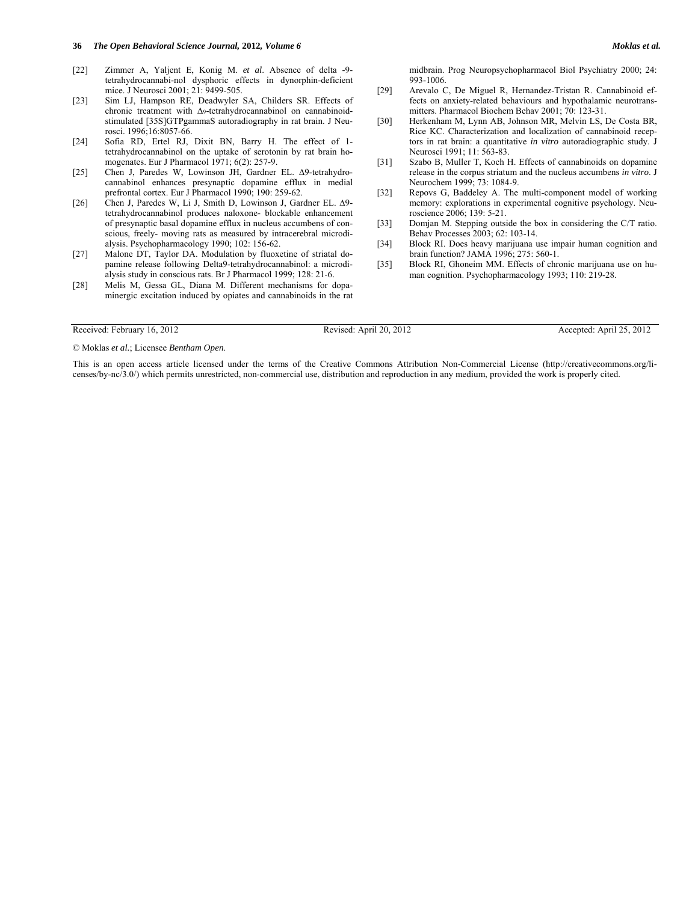[22] Zimmer A, Yaljent E, Konig M. *et al*. Absence of delta -9-tetrahydrocannabi-nol dysphoric effects in dynorphin-deficient mice. J Neurosci 2001; 21: 9499-505.

[23] Sim LJ, Hampson RE, Deadwyler SA, Childers SR. Effects of chronic treatment with Δ9-tetrahydrocannabinol on cannabinoid-stimulated [35S]GTPgammaS autoradiography in rat brain. J Neurosci. 1996;16:8057-66.

[24] Sofia RD, Ertel RJ, Dixit BN, Barry H. The effect of 1-tetrahydrocannabinol on the uptake of serotonin by rat brain homogenates. Eur J Pharmacol 1971; 6(2): 257-9.

[25] Chen J, Paredes W, Lowinson JH, Gardner EL. Δ9-tetrahydrocannabinol enhances presynaptic dopamine efflux in medial prefrontal cortex. Eur J Pharmacol 1990; 190: 259-62.

[26] Chen J, Paredes W, Li J, Smith D, Lowinson J, Gardner EL. Δ9-tetrahydrocannabinol produces naloxone- blockable enhancement of presynaptic basal dopamine efflux in nucleus accumbens of conscious, freely- moving rats as measured by intracerebral microdialysis. Psychopharmacology 1990; 102: 156-62.

[27] Malone DT, Taylor DA. Modulation by fluoxetine of striatal dopamine release following Delta9-tetrahydrocannabinol: a microdialysis study in conscious rats. Br J Pharmacol 1999; 128: 21-6.

[28] Melis M, Gessa GL, Diana M. Different mechanisms for dopaminergic excitation induced by opiates and cannabinoids in the rat midbrain. Prog Neuropsychopharmacol Biol Psychiatry 2000; 24: 993-1006.

[29] Arevalo C, De Miguel R, Hernandez-Tristan R. Cannabinoid effects on anxiety-related behaviours and hypothalamic neurotransmitters. Pharmacol Biochem Behav 2001; 70: 123-31.

[30] Herkenham M, Lynn AB, Johnson MR, Melvin LS, De Costa BR, Rice KC. Characterization and localization of cannabinoid receptors in rat brain: a quantitative *in vitro* autoradiographic study. J Neurosci 1991; 11: 563-83.

[31] Szabo B, Muller T, Koch H. Effects of cannabinoids on dopamine release in the corpus striatum and the nucleus accumbens *in vitro*. J Neurochem 1999; 73: 1084-9.

[32] Repovs G, Baddeley A. The multi-component model of working memory: explorations in experimental cognitive psychology. Neuroscience 2006; 139: 5-21.

[33] Domjan M. Stepping outside the box in considering the C/T ratio. Behav Processes 2003; 62: 103-14.

[34] Block RI. Does heavy marijuana use impair human cognition and brain function? JAMA 1996; 275: 560-1.

[35] Block RI, Ghoneim MM. Effects of chronic marijuana use on human cognition. Psychopharmacology 1993; 110: 219-28.

Received: February 16, 2012 Revised: April 20, 2012 Accepted: April 25, 2012

© Moklas *et al.*; Licensee *Bentham Open*.

This is an open access article licensed under the terms of the Creative Commons Attribution Non-Commercial License (http://creativecommons.org/licenses/by-nc/3.0/) which permits unrestricted, non-commercial use, distribution and reproduction in any medium, provided the work is properly cited.